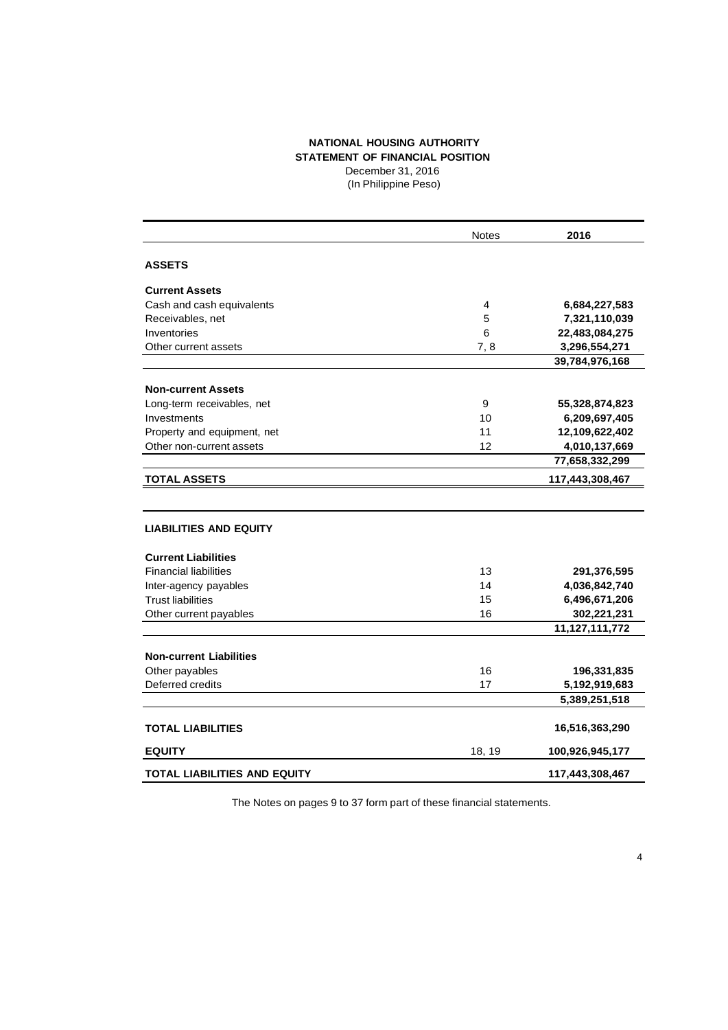**NATIONAL HOUSING AUTHORITY**
**STATEMENT OF FINANCIAL POSITION**
December 31, 2016
(In Philippine Peso)

| | Notes | 2016 |
|---|---|---|
| **ASSETS** | | |
| **Current Assets** | | |
| Cash and cash equivalents | 4 | **6,684,227,583** |
| Receivables, net | 5 | **7,321,110,039** |
| Inventories | 6 | **22,483,084,275** |
| Other current assets | 7, 8 | **3,296,554,271** |
| | | **39,784,976,168** |
| **Non-current Assets** | | |
| Long-term receivables, net | 9 | **55,328,874,823** |
| Investments | 10 | **6,209,697,405** |
| Property and equipment, net | 11 | **12,109,622,402** |
| Other non-current assets | 12 | **4,010,137,669** |
| | | **77,658,332,299** |
| **TOTAL ASSETS** | | **117,443,308,467** |
| **LIABILITIES AND EQUITY** | | |
| **Current Liabilities** | | |
| Financial liabilities | 13 | **291,376,595** |
| Inter-agency payables | 14 | **4,036,842,740** |
| Trust liabilities | 15 | **6,496,671,206** |
| Other current payables | 16 | **302,221,231** |
| | | **11,127,111,772** |
| **Non-current Liabilities** | | |
| Other payables | 16 | **196,331,835** |
| Deferred credits | 17 | **5,192,919,683** |
| | | **5,389,251,518** |
| **TOTAL LIABILITIES** | | **16,516,363,290** |
| **EQUITY** | 18, 19 | **100,926,945,177** |
| **TOTAL LIABILITIES AND EQUITY** | | **117,443,308,467** |

The Notes on pages 9 to 37 form part of these financial statements.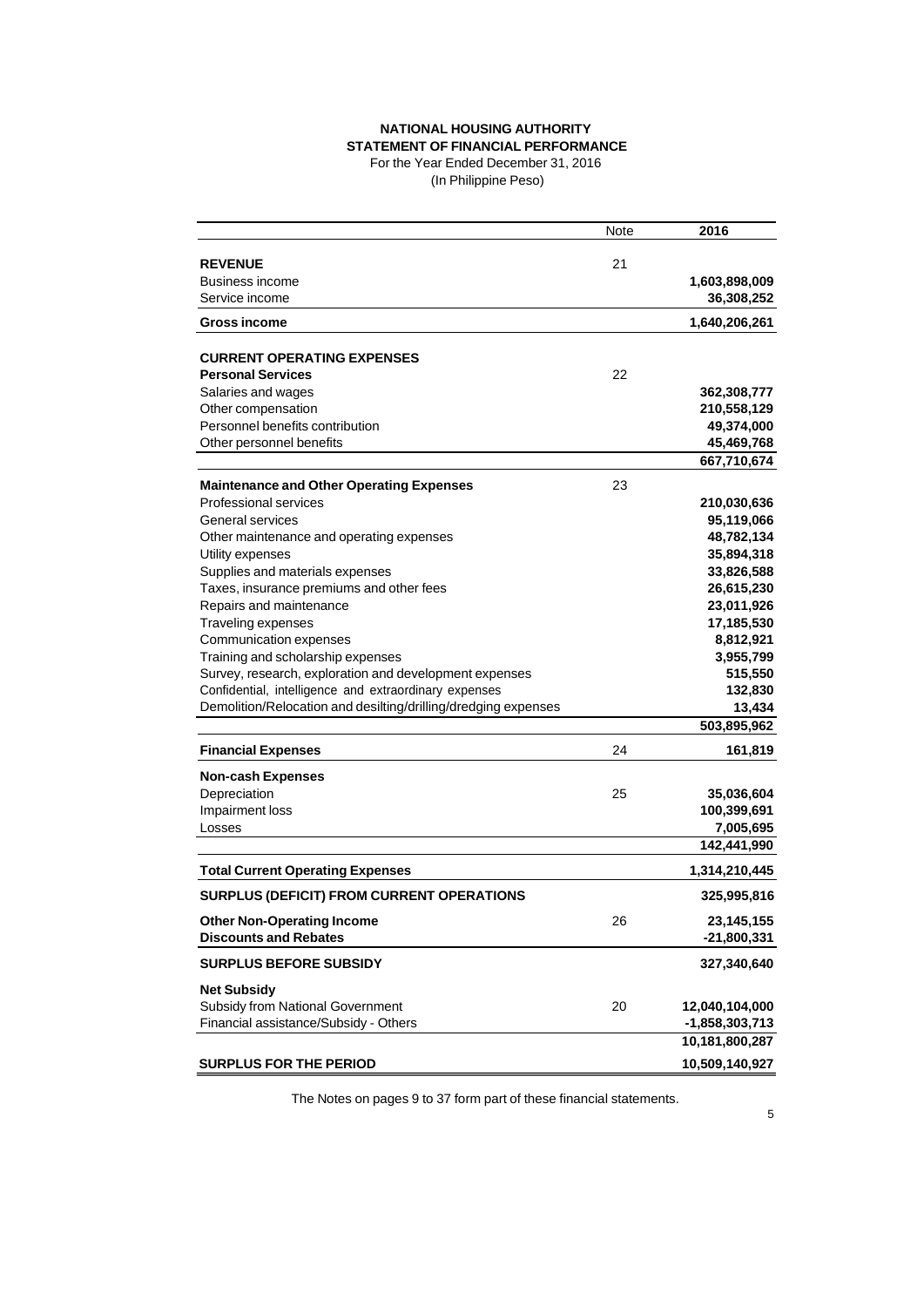**NATIONAL HOUSING AUTHORITY**
**STATEMENT OF FINANCIAL PERFORMANCE**
For the Year Ended December 31, 2016
(In Philippine Peso)

| | Note | 2016 |
|---|---|---|
| **REVENUE** | 21 | |
| Business income | | **1,603,898,009** |
| Service income | | **36,308,252** |
| **Gross income** | | **1,640,206,261** |
| | | |
| **CURRENT OPERATING EXPENSES** | | |
| **Personal Services** | 22 | |
| Salaries and wages | | **362,308,777** |
| Other compensation | | **210,558,129** |
| Personnel benefits contribution | | **49,374,000** |
| Other personnel benefits | | **45,469,768** |
| | | **667,710,674** |
| **Maintenance and Other Operating Expenses** | 23 | |
| Professional services | | **210,030,636** |
| General services | | **95,119,066** |
| Other maintenance and operating expenses | | **48,782,134** |
| Utility expenses | | **35,894,318** |
| Supplies and materials expenses | | **33,826,588** |
| Taxes, insurance premiums and other fees | | **26,615,230** |
| Repairs and maintenance | | **23,011,926** |
| Traveling expenses | | **17,185,530** |
| Communication expenses | | **8,812,921** |
| Training and scholarship expenses | | **3,955,799** |
| Survey, research, exploration and development expenses | | **515,550** |
| Confidential, intelligence and extraordinary expenses | | **132,830** |
| Demolition/Relocation and desilting/drilling/dredging expenses | | **13,434** |
| | | **503,895,962** |
| **Financial Expenses** | 24 | **161,819** |
| **Non-cash Expenses** | | |
| Depreciation | 25 | **35,036,604** |
| Impairment loss | | **100,399,691** |
| Losses | | **7,005,695** |
| | | **142,441,990** |
| **Total Current Operating Expenses** | | **1,314,210,445** |
| **SURPLUS (DEFICIT) FROM CURRENT OPERATIONS** | | **325,995,816** |
| **Other Non-Operating Income** | 26 | **23,145,155** |
| **Discounts and Rebates** | | **-21,800,331** |
| **SURPLUS BEFORE SUBSIDY** | | **327,340,640** |
| **Net Subsidy** | | |
| Subsidy from National Government | 20 | **12,040,104,000** |
| Financial assistance/Subsidy - Others | | **-1,858,303,713** |
| | | **10,181,800,287** |
| **SURPLUS FOR THE PERIOD** | | **10,509,140,927** |

The Notes on pages 9 to 37 form part of these financial statements.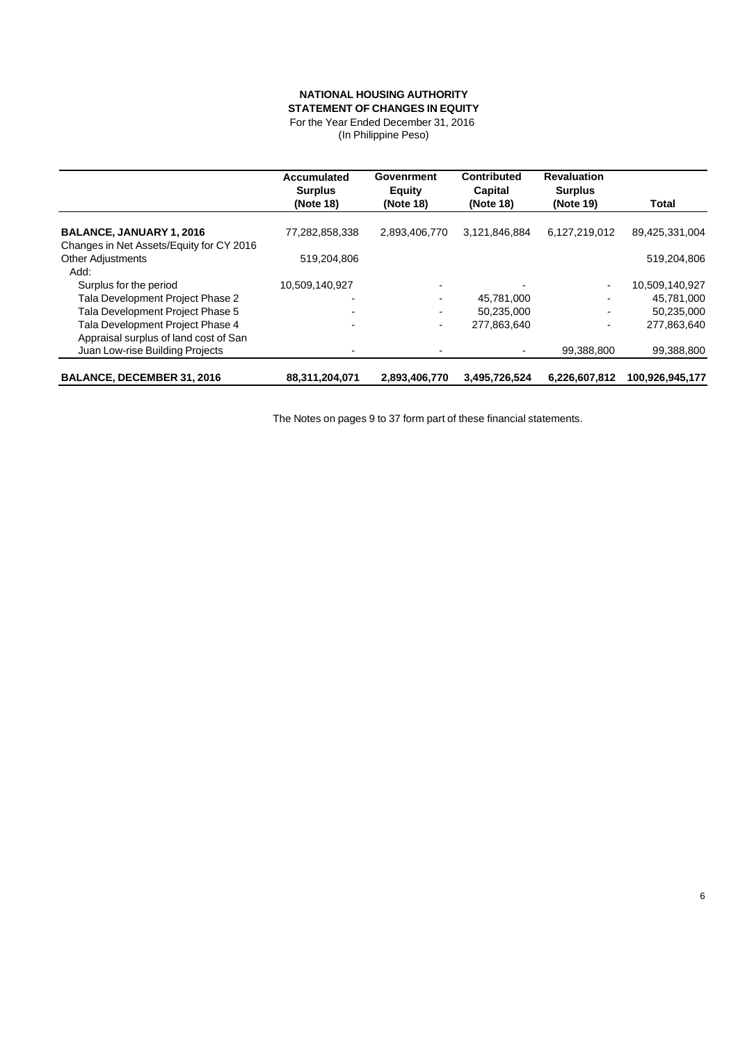**NATIONAL HOUSING AUTHORITY**
**STATEMENT OF CHANGES IN EQUITY**
For the Year Ended December 31, 2016
(In Philippine Peso)

| | Accumulated Surplus (Note 18) | Govenrment Equity (Note 18) | Contributed Capital (Note 18) | Revaluation Surplus (Note 19) | Total |
|---|---|---|---|---|---|
| **BALANCE, JANUARY 1, 2016** | 77,282,858,338 | 2,893,406,770 | 3,121,846,884 | 6,127,219,012 | 89,425,331,004 |
| Changes in Net Assets/Equity for CY 2016 | | | | | |
| Other Adjustments | 519,204,806 | | | | 519,204,806 |
| Add: | | | | | |
| Surplus for the period | 10,509,140,927 | - | - | - | 10,509,140,927 |
| Tala Development Project Phase 2 | - | - | 45,781,000 | - | 45,781,000 |
| Tala Development Project Phase 5 | - | - | 50,235,000 | - | 50,235,000 |
| Tala Development Project Phase 4 | - | - | 277,863,640 | - | 277,863,640 |
| Appraisal surplus of land cost of San Juan Low-rise Building Projects | - | - | - | 99,388,800 | 99,388,800 |
| **BALANCE, DECEMBER 31, 2016** | **88,311,204,071** | **2,893,406,770** | **3,495,726,524** | **6,226,607,812** | **100,926,945,177** |

The Notes on pages 9 to 37 form part of these financial statements.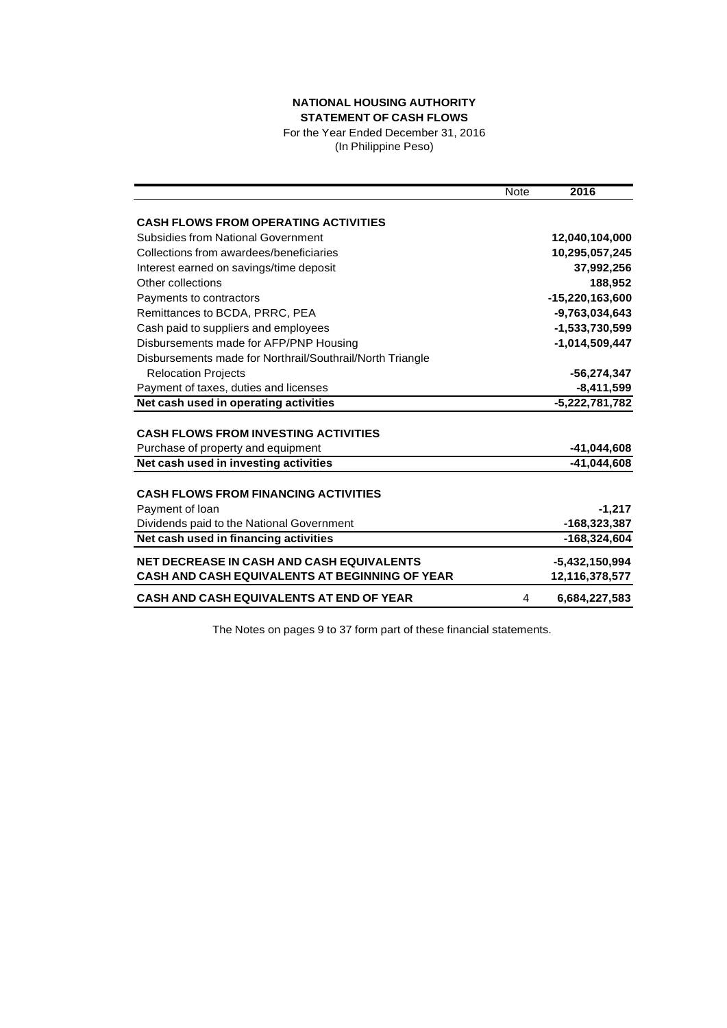**NATIONAL HOUSING AUTHORITY**
**STATEMENT OF CASH FLOWS**
For the Year Ended December 31, 2016
(In Philippine Peso)

| | Note | 2016 |
|---|---|---|
| **CASH FLOWS FROM OPERATING ACTIVITIES** | | |
| Subsidies from National Government | | **12,040,104,000** |
| Collections from awardees/beneficiaries | | **10,295,057,245** |
| Interest earned on savings/time deposit | | **37,992,256** |
| Other collections | | **188,952** |
| Payments to contractors | | **-15,220,163,600** |
| Remittances to BCDA, PRRC, PEA | | **-9,763,034,643** |
| Cash paid to suppliers and employees | | **-1,533,730,599** |
| Disbursements made for AFP/PNP Housing | | **-1,014,509,447** |
| Disbursements made for Northrail/Southrail/North Triangle Relocation Projects | | **-56,274,347** |
| Payment of taxes, duties and licenses | | **-8,411,599** |
| **Net cash used in operating activities** | | **-5,222,781,782** |
| **CASH FLOWS FROM INVESTING ACTIVITIES** | | |
| Purchase of property and equipment | | **-41,044,608** |
| **Net cash used in investing activities** | | **-41,044,608** |
| **CASH FLOWS FROM FINANCING ACTIVITIES** | | |
| Payment of loan | | **-1,217** |
| Dividends paid to the National Government | | **-168,323,387** |
| **Net cash used in financing activities** | | **-168,324,604** |
| **NET DECREASE IN CASH AND CASH EQUIVALENTS** | | -5,432,150,994 |
| **CASH AND CASH EQUIVALENTS AT BEGINNING OF YEAR** | | 12,116,378,577 |
| **CASH AND CASH EQUIVALENTS AT END OF YEAR** | 4 | **6,684,227,583** |

The Notes on pages 9 to 37 form part of these financial statements.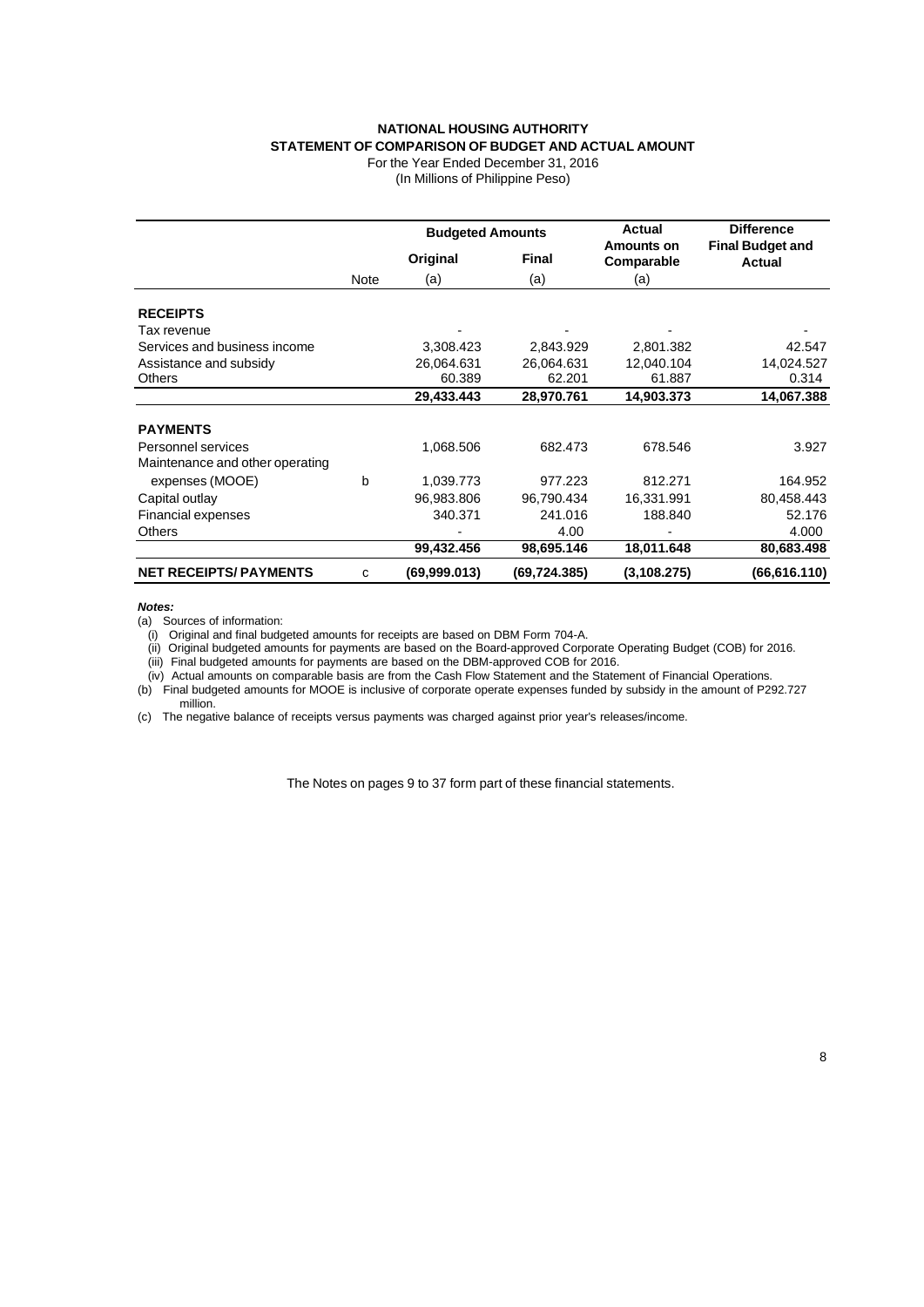# NATIONAL HOUSING AUTHORITY
## STATEMENT OF COMPARISON OF BUDGET AND ACTUAL AMOUNT
For the Year Ended December 31, 2016
(In Millions of Philippine Peso)

| | Note | Budgeted Amounts | | Actual Amounts on Comparable | Difference Final Budget and Actual |
|---|---|---|---|---|---|
| | | Original | Final | | |
| | | (a) | (a) | (a) | |
| **RECEIPTS** | | | | | |
| Tax revenue | | - | - | - | - |
| Services and business income | | 3,308.423 | 2,843.929 | 2,801.382 | 42.547 |
| Assistance and subsidy | | 26,064.631 | 26,064.631 | 12,040.104 | 14,024.527 |
| Others | | 60.389 | 62.201 | 61.887 | 0.314 |
| | | **29,433.443** | **28,970.761** | **14,903.373** | **14,067.388** |
| **PAYMENTS** | | | | | |
| Personnel services | | 1,068.506 | 682.473 | 678.546 | 3.927 |
| Maintenance and other operating expenses (MOOE) | b | 1,039.773 | 977.223 | 812.271 | 164.952 |
| Capital outlay | | 96,983.806 | 96,790.434 | 16,331.991 | 80,458.443 |
| Financial expenses | | 340.371 | 241.016 | 188.840 | 52.176 |
| Others | | - | 4.00 | - | 4.000 |
| | | **99,432.456** | **98,695.146** | **18,011.648** | **80,683.498** |
| **NET RECEIPTS/ PAYMENTS** | c | **(69,999.013)** | **(69,724.385)** | **(3,108.275)** | **(66,616.110)** |

***Notes:***

(a) Sources of information:
  (i) Original and final budgeted amounts for receipts are based on DBM Form 704-A.
  (ii) Original budgeted amounts for payments are based on the Board-approved Corporate Operating Budget (COB) for 2016.
  (iii) Final budgeted amounts for payments are based on the DBM-approved COB for 2016.
  (iv) Actual amounts on comparable basis are from the Cash Flow Statement and the Statement of Financial Operations.

(b) Final budgeted amounts for MOOE is inclusive of corporate operate expenses funded by subsidy in the amount of P292.727 million.

(c) The negative balance of receipts versus payments was charged against prior year's releases/income.

The Notes on pages 9 to 37 form part of these financial statements.